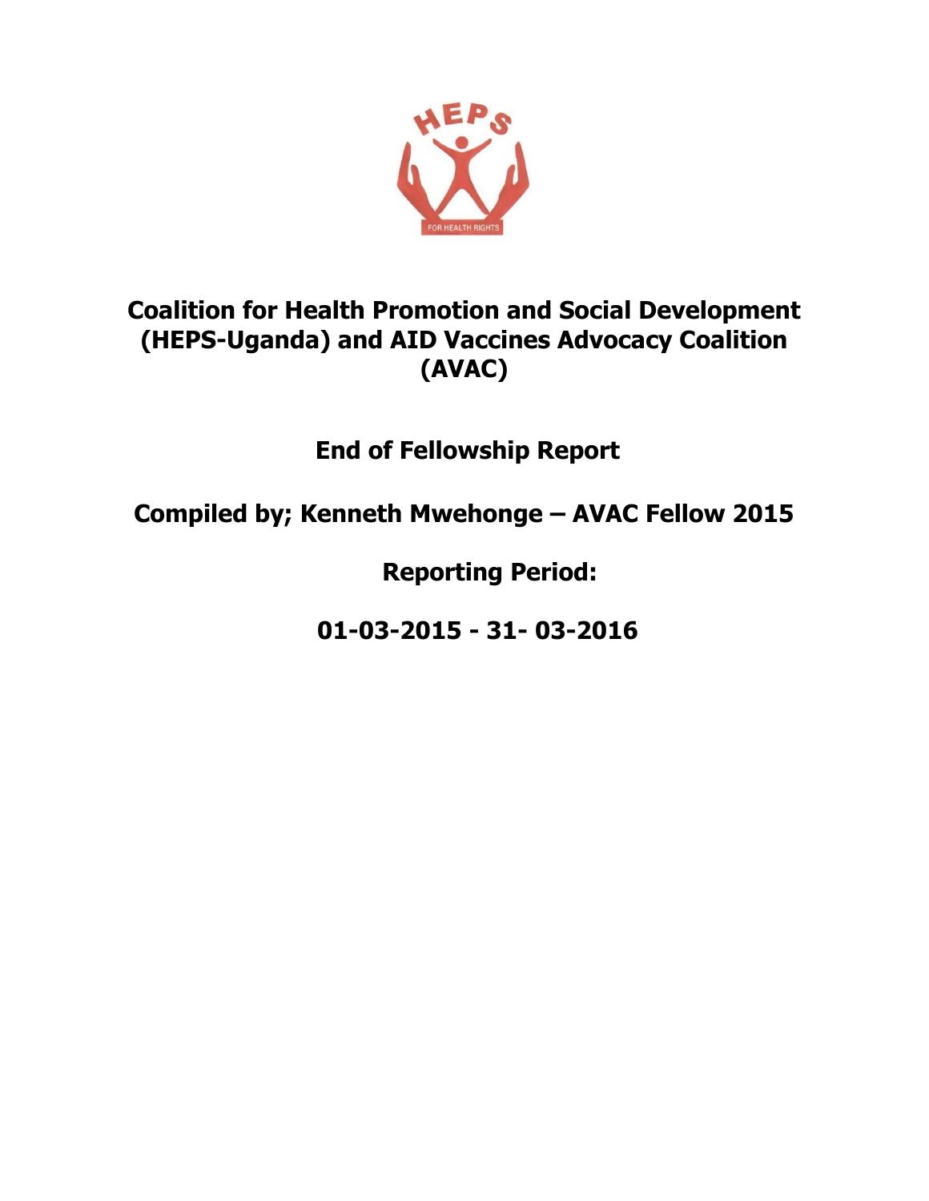# Coalition for Health Promotion and Social Development (HEPS-Uganda) and AID Vaccines Advocacy Coalition (AVAC)

## End of Fellowship Report

## Compiled by; Kenneth Mwehonge – AVAC Fellow 2015

## Reporting Period:

## 01-03-2015 - 31- 03-2016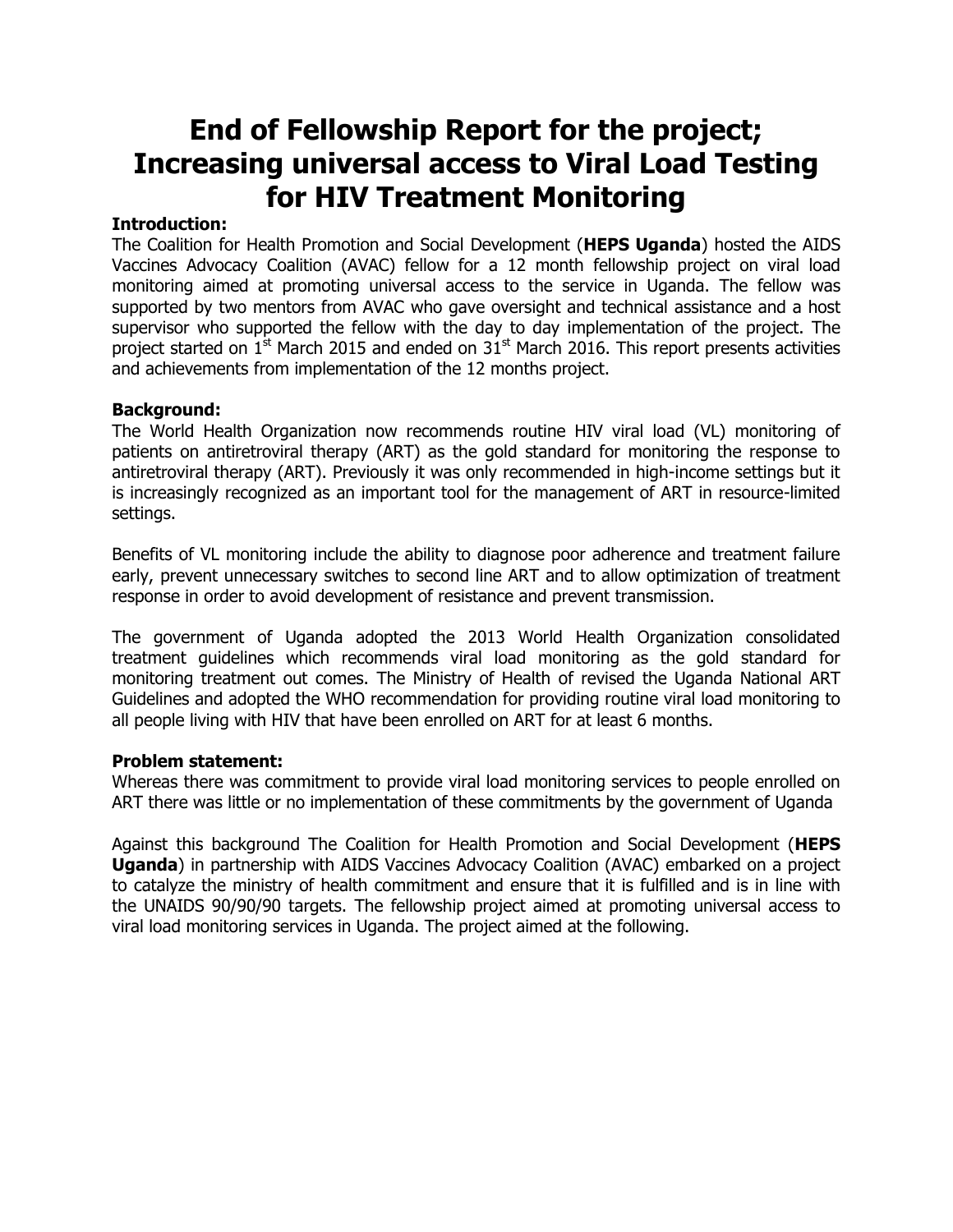# End of Fellowship Report for the project; Increasing universal access to Viral Load Testing for HIV Treatment Monitoring

**Introduction:**

The Coalition for Health Promotion and Social Development (**HEPS Uganda**) hosted the AIDS Vaccines Advocacy Coalition (AVAC) fellow for a 12 month fellowship project on viral load monitoring aimed at promoting universal access to the service in Uganda. The fellow was supported by two mentors from AVAC who gave oversight and technical assistance and a host supervisor who supported the fellow with the day to day implementation of the project. The project started on 1st March 2015 and ended on 31st March 2016. This report presents activities and achievements from implementation of the 12 months project.

**Background:**

The World Health Organization now recommends routine HIV viral load (VL) monitoring of patients on antiretroviral therapy (ART) as the gold standard for monitoring the response to antiretroviral therapy (ART). Previously it was only recommended in high-income settings but it is increasingly recognized as an important tool for the management of ART in resource-limited settings.

Benefits of VL monitoring include the ability to diagnose poor adherence and treatment failure early, prevent unnecessary switches to second line ART and to allow optimization of treatment response in order to avoid development of resistance and prevent transmission.

The government of Uganda adopted the 2013 World Health Organization consolidated treatment guidelines which recommends viral load monitoring as the gold standard for monitoring treatment out comes. The Ministry of Health of revised the Uganda National ART Guidelines and adopted the WHO recommendation for providing routine viral load monitoring to all people living with HIV that have been enrolled on ART for at least 6 months.

**Problem statement:**

Whereas there was commitment to provide viral load monitoring services to people enrolled on ART there was little or no implementation of these commitments by the government of Uganda

Against this background The Coalition for Health Promotion and Social Development (**HEPS Uganda**) in partnership with AIDS Vaccines Advocacy Coalition (AVAC) embarked on a project to catalyze the ministry of health commitment and ensure that it is fulfilled and is in line with the UNAIDS 90/90/90 targets. The fellowship project aimed at promoting universal access to viral load monitoring services in Uganda. The project aimed at the following.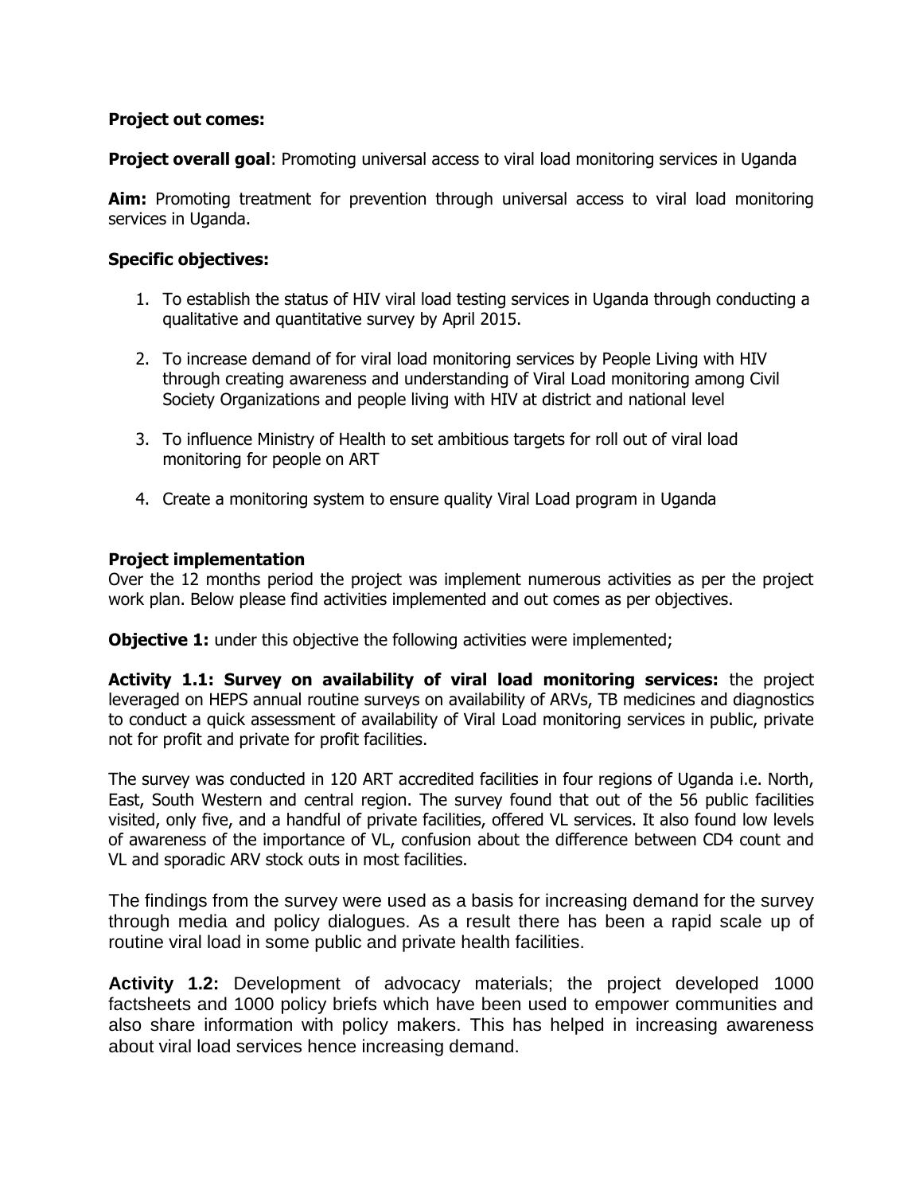**Project out comes:**

**Project overall goal**: Promoting universal access to viral load monitoring services in Uganda

**Aim:** Promoting treatment for prevention through universal access to viral load monitoring services in Uganda.

**Specific objectives:**

1. To establish the status of HIV viral load testing services in Uganda through conducting a qualitative and quantitative survey by April 2015.

2. To increase demand of for viral load monitoring services by People Living with HIV through creating awareness and understanding of Viral Load monitoring among Civil Society Organizations and people living with HIV at district and national level

3. To influence Ministry of Health to set ambitious targets for roll out of viral load monitoring for people on ART

4. Create a monitoring system to ensure quality Viral Load program in Uganda

**Project implementation**

Over the 12 months period the project was implement numerous activities as per the project work plan. Below please find activities implemented and out comes as per objectives.

**Objective 1:** under this objective the following activities were implemented;

**Activity 1.1: Survey on availability of viral load monitoring services:** the project leveraged on HEPS annual routine surveys on availability of ARVs, TB medicines and diagnostics to conduct a quick assessment of availability of Viral Load monitoring services in public, private not for profit and private for profit facilities.

The survey was conducted in 120 ART accredited facilities in four regions of Uganda i.e. North, East, South Western and central region. The survey found that out of the 56 public facilities visited, only five, and a handful of private facilities, offered VL services. It also found low levels of awareness of the importance of VL, confusion about the difference between CD4 count and VL and sporadic ARV stock outs in most facilities.

The findings from the survey were used as a basis for increasing demand for the survey through media and policy dialogues. As a result there has been a rapid scale up of routine viral load in some public and private health facilities.

**Activity 1.2:** Development of advocacy materials; the project developed 1000 factsheets and 1000 policy briefs which have been used to empower communities and also share information with policy makers. This has helped in increasing awareness about viral load services hence increasing demand.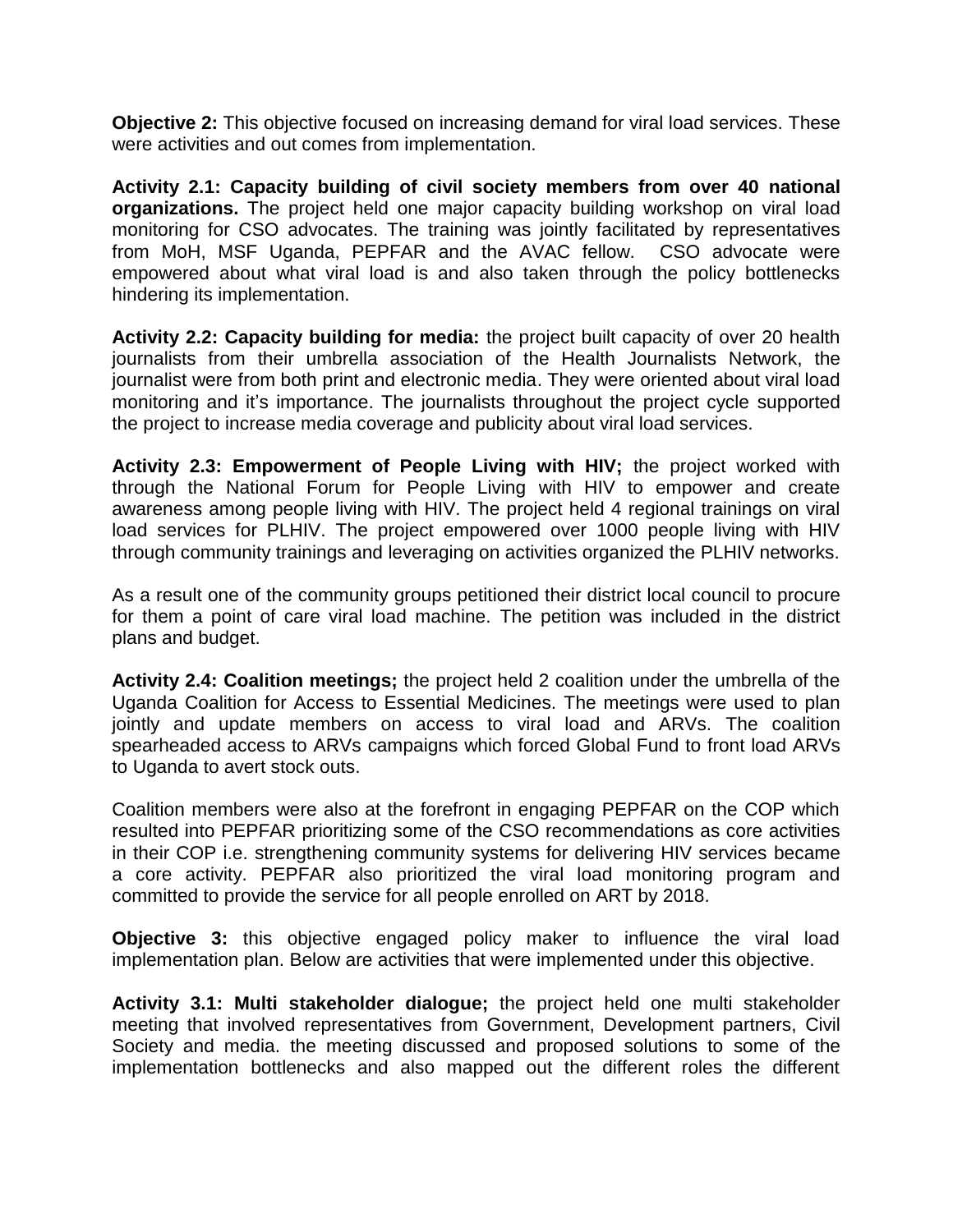**Objective 2:** This objective focused on increasing demand for viral load services. These were activities and out comes from implementation.

**Activity 2.1: Capacity building of civil society members from over 40 national organizations.** The project held one major capacity building workshop on viral load monitoring for CSO advocates. The training was jointly facilitated by representatives from MoH, MSF Uganda, PEPFAR and the AVAC fellow. CSO advocate were empowered about what viral load is and also taken through the policy bottlenecks hindering its implementation.

**Activity 2.2: Capacity building for media:** the project built capacity of over 20 health journalists from their umbrella association of the Health Journalists Network, the journalist were from both print and electronic media. They were oriented about viral load monitoring and it's importance. The journalists throughout the project cycle supported the project to increase media coverage and publicity about viral load services.

**Activity 2.3: Empowerment of People Living with HIV;** the project worked with through the National Forum for People Living with HIV to empower and create awareness among people living with HIV. The project held 4 regional trainings on viral load services for PLHIV. The project empowered over 1000 people living with HIV through community trainings and leveraging on activities organized the PLHIV networks.

As a result one of the community groups petitioned their district local council to procure for them a point of care viral load machine. The petition was included in the district plans and budget.

**Activity 2.4: Coalition meetings;** the project held 2 coalition under the umbrella of the Uganda Coalition for Access to Essential Medicines. The meetings were used to plan jointly and update members on access to viral load and ARVs. The coalition spearheaded access to ARVs campaigns which forced Global Fund to front load ARVs to Uganda to avert stock outs.

Coalition members were also at the forefront in engaging PEPFAR on the COP which resulted into PEPFAR prioritizing some of the CSO recommendations as core activities in their COP i.e. strengthening community systems for delivering HIV services became a core activity. PEPFAR also prioritized the viral load monitoring program and committed to provide the service for all people enrolled on ART by 2018.

**Objective 3:** this objective engaged policy maker to influence the viral load implementation plan. Below are activities that were implemented under this objective.

**Activity 3.1: Multi stakeholder dialogue;** the project held one multi stakeholder meeting that involved representatives from Government, Development partners, Civil Society and media. the meeting discussed and proposed solutions to some of the implementation bottlenecks and also mapped out the different roles the different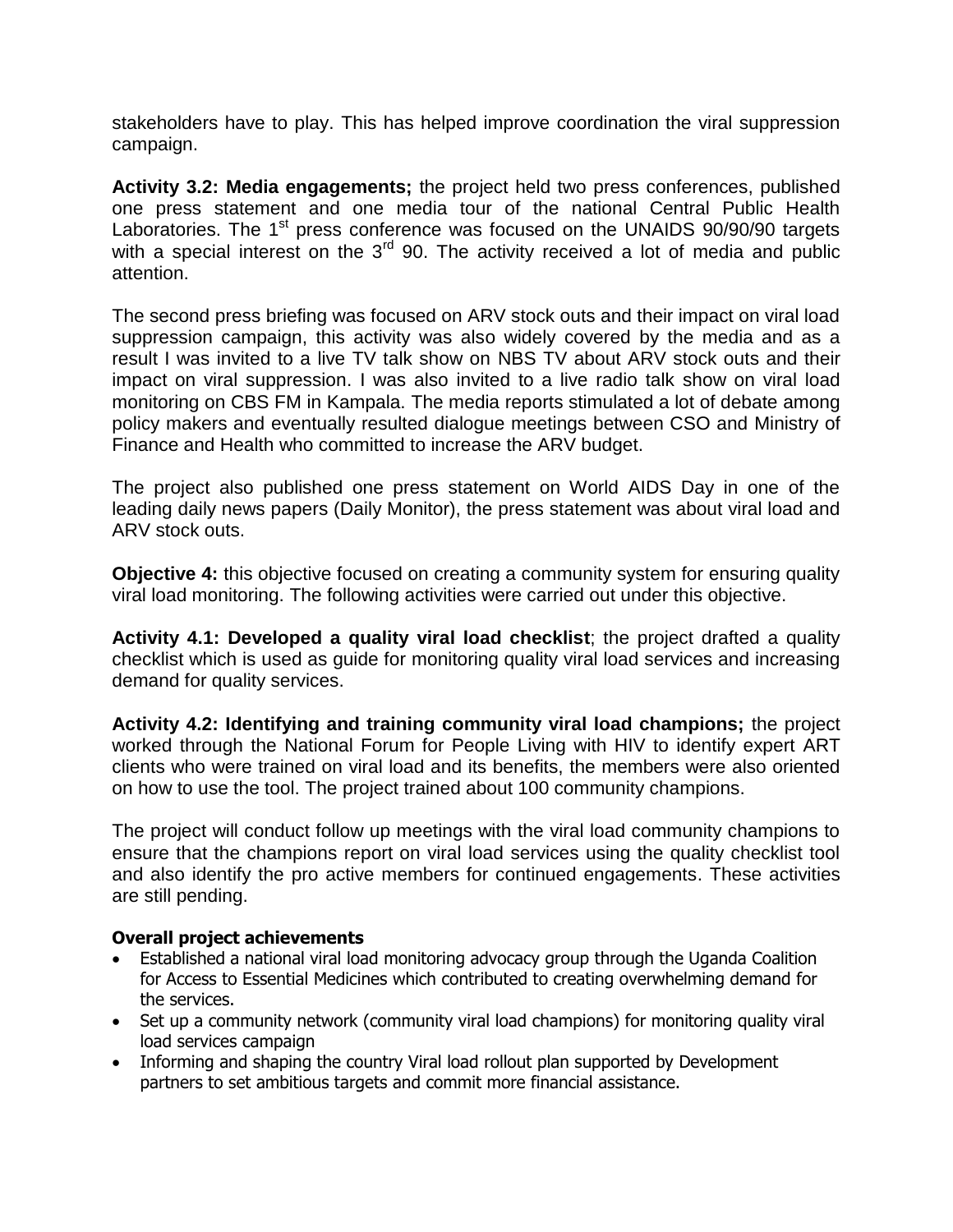stakeholders have to play. This has helped improve coordination the viral suppression campaign.

**Activity 3.2: Media engagements;** the project held two press conferences, published one press statement and one media tour of the national Central Public Health Laboratories. The 1st press conference was focused on the UNAIDS 90/90/90 targets with a special interest on the 3rd 90. The activity received a lot of media and public attention.

The second press briefing was focused on ARV stock outs and their impact on viral load suppression campaign, this activity was also widely covered by the media and as a result I was invited to a live TV talk show on NBS TV about ARV stock outs and their impact on viral suppression. I was also invited to a live radio talk show on viral load monitoring on CBS FM in Kampala. The media reports stimulated a lot of debate among policy makers and eventually resulted dialogue meetings between CSO and Ministry of Finance and Health who committed to increase the ARV budget.

The project also published one press statement on World AIDS Day in one of the leading daily news papers (Daily Monitor), the press statement was about viral load and ARV stock outs.

**Objective 4:** this objective focused on creating a community system for ensuring quality viral load monitoring. The following activities were carried out under this objective.

**Activity 4.1: Developed a quality viral load checklist**; the project drafted a quality checklist which is used as guide for monitoring quality viral load services and increasing demand for quality services.

**Activity 4.2: Identifying and training community viral load champions;** the project worked through the National Forum for People Living with HIV to identify expert ART clients who were trained on viral load and its benefits, the members were also oriented on how to use the tool. The project trained about 100 community champions.

The project will conduct follow up meetings with the viral load community champions to ensure that the champions report on viral load services using the quality checklist tool and also identify the pro active members for continued engagements. These activities are still pending.

**Overall project achievements**

- Established a national viral load monitoring advocacy group through the Uganda Coalition for Access to Essential Medicines which contributed to creating overwhelming demand for the services.
- Set up a community network (community viral load champions) for monitoring quality viral load services campaign
- Informing and shaping the country Viral load rollout plan supported by Development partners to set ambitious targets and commit more financial assistance.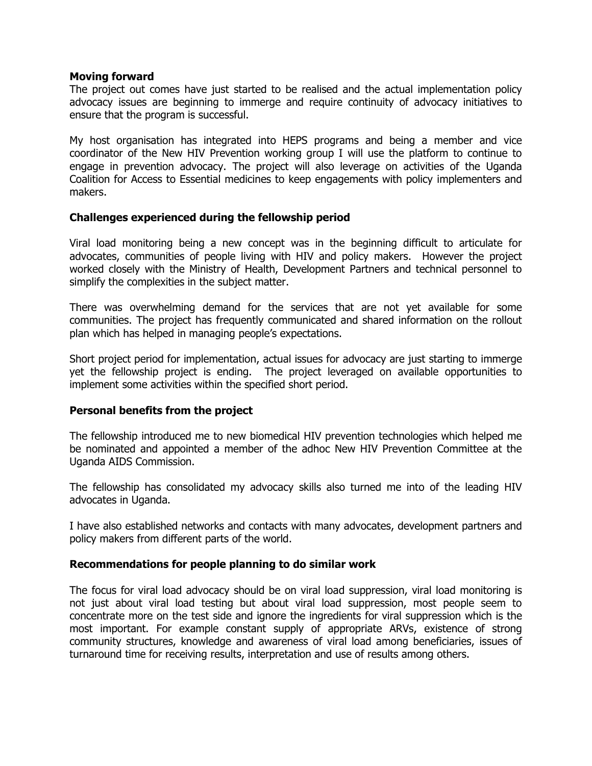**Moving forward**

The project out comes have just started to be realised and the actual implementation policy advocacy issues are beginning to immerge and require continuity of advocacy initiatives to ensure that the program is successful.

My host organisation has integrated into HEPS programs and being a member and vice coordinator of the New HIV Prevention working group I will use the platform to continue to engage in prevention advocacy. The project will also leverage on activities of the Uganda Coalition for Access to Essential medicines to keep engagements with policy implementers and makers.

**Challenges experienced during the fellowship period**

Viral load monitoring being a new concept was in the beginning difficult to articulate for advocates, communities of people living with HIV and policy makers. However the project worked closely with the Ministry of Health, Development Partners and technical personnel to simplify the complexities in the subject matter.

There was overwhelming demand for the services that are not yet available for some communities. The project has frequently communicated and shared information on the rollout plan which has helped in managing people's expectations.

Short project period for implementation, actual issues for advocacy are just starting to immerge yet the fellowship project is ending. The project leveraged on available opportunities to implement some activities within the specified short period.

**Personal benefits from the project**

The fellowship introduced me to new biomedical HIV prevention technologies which helped me be nominated and appointed a member of the adhoc New HIV Prevention Committee at the Uganda AIDS Commission.

The fellowship has consolidated my advocacy skills also turned me into of the leading HIV advocates in Uganda.

I have also established networks and contacts with many advocates, development partners and policy makers from different parts of the world.

**Recommendations for people planning to do similar work**

The focus for viral load advocacy should be on viral load suppression, viral load monitoring is not just about viral load testing but about viral load suppression, most people seem to concentrate more on the test side and ignore the ingredients for viral suppression which is the most important. For example constant supply of appropriate ARVs, existence of strong community structures, knowledge and awareness of viral load among beneficiaries, issues of turnaround time for receiving results, interpretation and use of results among others.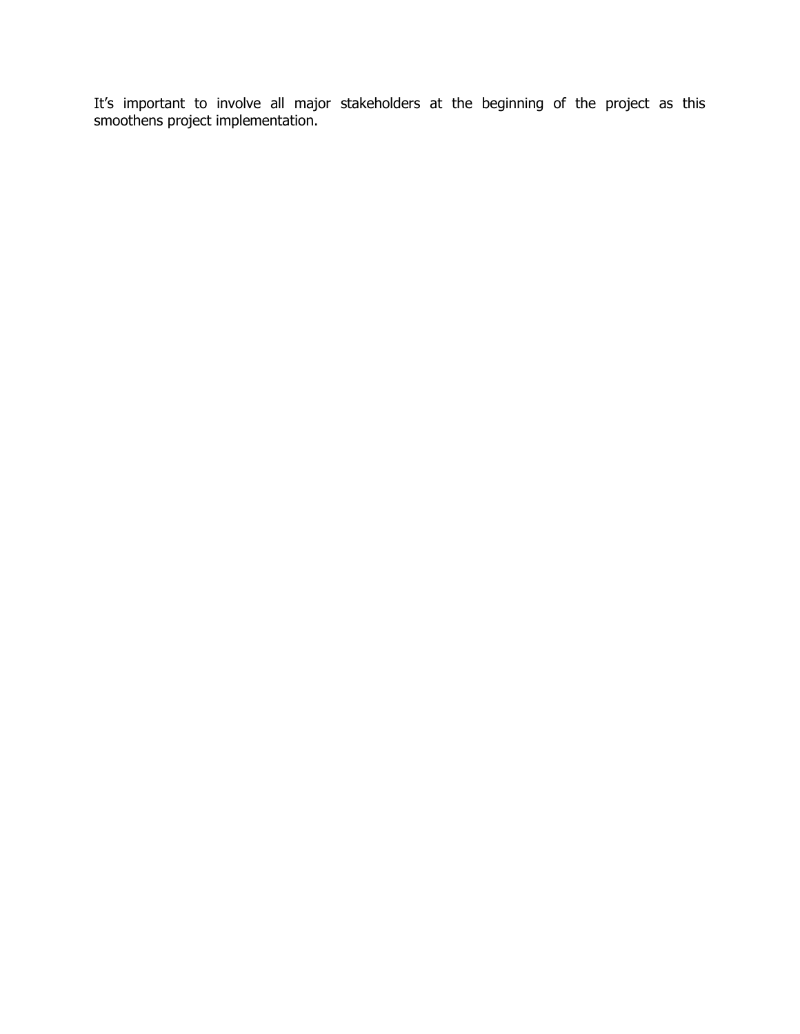It's important to involve all major stakeholders at the beginning of the project as this smoothens project implementation.